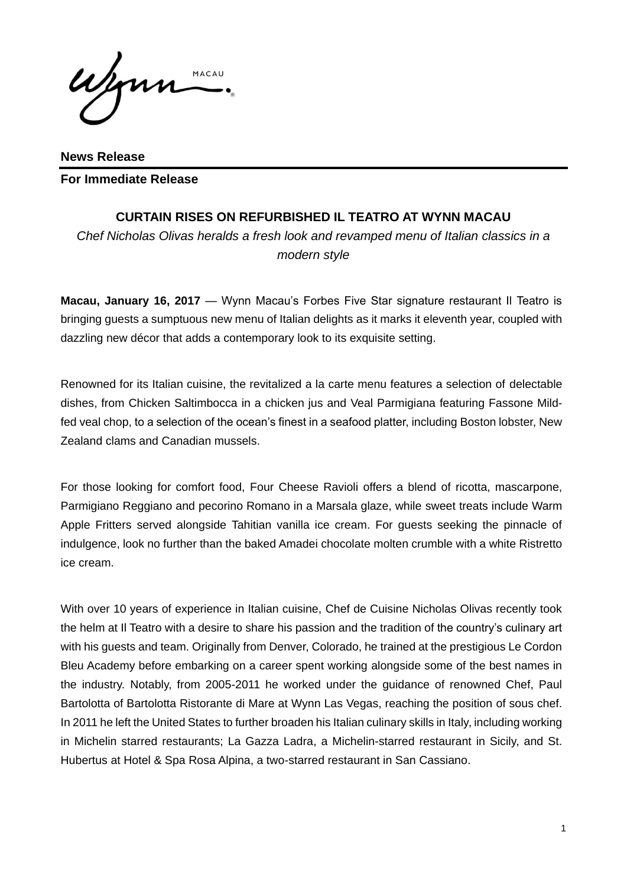**News Release**

**For Immediate Release**

# CURTAIN RISES ON REFURBISHED IL TEATRO AT WYNN MACAU

*Chef Nicholas Olivas heralds a fresh look and revamped menu of Italian classics in a modern style*

**Macau, January 16, 2017** — Wynn Macau's Forbes Five Star signature restaurant Il Teatro is bringing guests a sumptuous new menu of Italian delights as it marks it eleventh year, coupled with dazzling new décor that adds a contemporary look to its exquisite setting.

Renowned for its Italian cuisine, the revitalized a la carte menu features a selection of delectable dishes, from Chicken Saltimbocca in a chicken jus and Veal Parmigiana featuring Fassone Mild-fed veal chop, to a selection of the ocean's finest in a seafood platter, including Boston lobster, New Zealand clams and Canadian mussels.

For those looking for comfort food, Four Cheese Ravioli offers a blend of ricotta, mascarpone, Parmigiano Reggiano and pecorino Romano in a Marsala glaze, while sweet treats include Warm Apple Fritters served alongside Tahitian vanilla ice cream. For guests seeking the pinnacle of indulgence, look no further than the baked Amadei chocolate molten crumble with a white Ristretto ice cream.

With over 10 years of experience in Italian cuisine, Chef de Cuisine Nicholas Olivas recently took the helm at Il Teatro with a desire to share his passion and the tradition of the country's culinary art with his guests and team. Originally from Denver, Colorado, he trained at the prestigious Le Cordon Bleu Academy before embarking on a career spent working alongside some of the best names in the industry. Notably, from 2005-2011 he worked under the guidance of renowned Chef, Paul Bartolotta of Bartolotta Ristorante di Mare at Wynn Las Vegas, reaching the position of sous chef. In 2011 he left the United States to further broaden his Italian culinary skills in Italy, including working in Michelin starred restaurants; La Gazza Ladra, a Michelin-starred restaurant in Sicily, and St. Hubertus at Hotel & Spa Rosa Alpina, a two-starred restaurant in San Cassiano.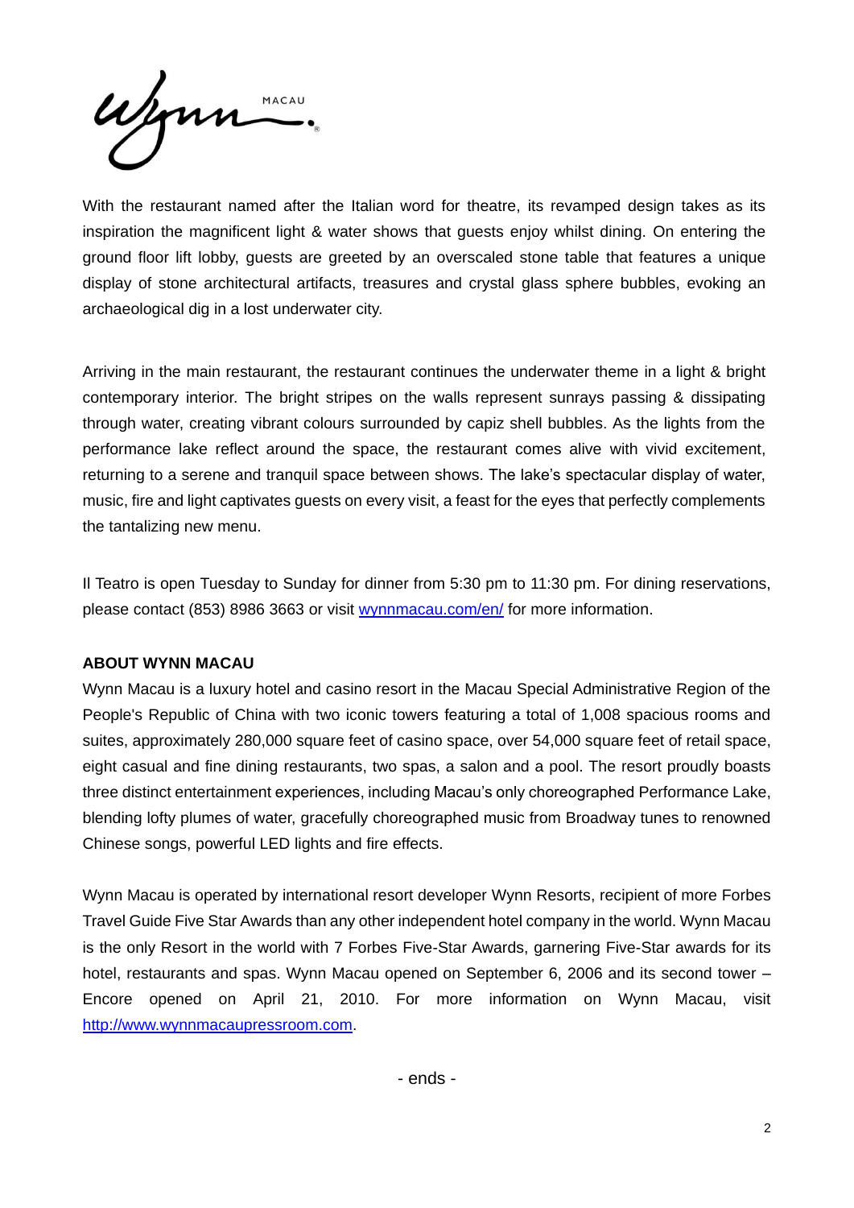With the restaurant named after the Italian word for theatre, its revamped design takes as its inspiration the magnificent light & water shows that guests enjoy whilst dining. On entering the ground floor lift lobby, guests are greeted by an overscaled stone table that features a unique display of stone architectural artifacts, treasures and crystal glass sphere bubbles, evoking an archaeological dig in a lost underwater city.

Arriving in the main restaurant, the restaurant continues the underwater theme in a light & bright contemporary interior. The bright stripes on the walls represent sunrays passing & dissipating through water, creating vibrant colours surrounded by capiz shell bubbles. As the lights from the performance lake reflect around the space, the restaurant comes alive with vivid excitement, returning to a serene and tranquil space between shows. The lake's spectacular display of water, music, fire and light captivates guests on every visit, a feast for the eyes that perfectly complements the tantalizing new menu.

Il Teatro is open Tuesday to Sunday for dinner from 5:30 pm to 11:30 pm. For dining reservations, please contact (853) 8986 3663 or visit [wynnmacau.com/en/](wynnmacau.com/en/) for more information.

**ABOUT WYNN MACAU**

Wynn Macau is a luxury hotel and casino resort in the Macau Special Administrative Region of the People's Republic of China with two iconic towers featuring a total of 1,008 spacious rooms and suites, approximately 280,000 square feet of casino space, over 54,000 square feet of retail space, eight casual and fine dining restaurants, two spas, a salon and a pool. The resort proudly boasts three distinct entertainment experiences, including Macau's only choreographed Performance Lake, blending lofty plumes of water, gracefully choreographed music from Broadway tunes to renowned Chinese songs, powerful LED lights and fire effects.

Wynn Macau is operated by international resort developer Wynn Resorts, recipient of more Forbes Travel Guide Five Star Awards than any other independent hotel company in the world. Wynn Macau is the only Resort in the world with 7 Forbes Five-Star Awards, garnering Five-Star awards for its hotel, restaurants and spas. Wynn Macau opened on September 6, 2006 and its second tower – Encore opened on April 21, 2010. For more information on Wynn Macau, visit [http://www.wynnmacaupressroom.com](http://www.wynnmacaupressroom.com).

- ends -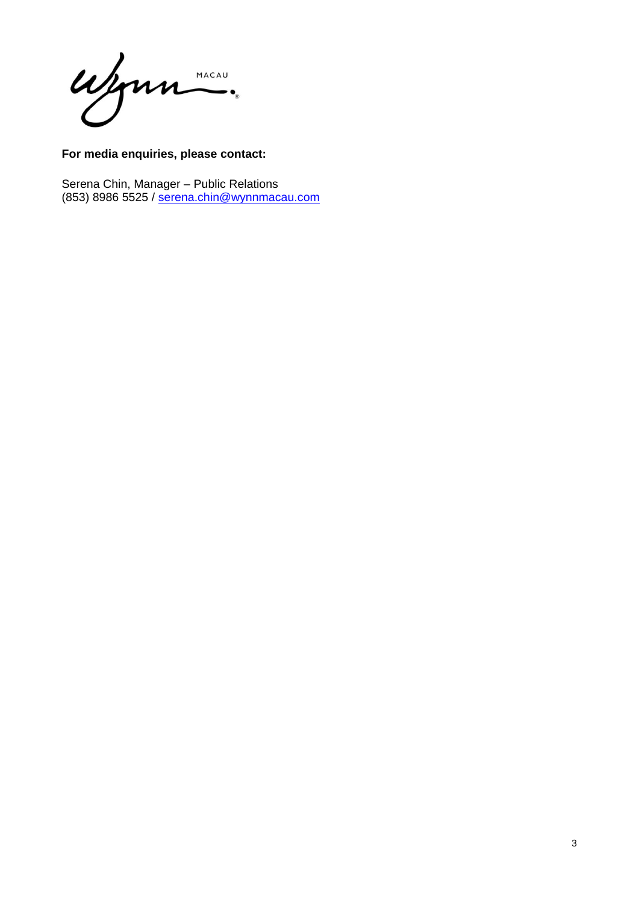**For media enquiries, please contact:**

Serena Chin, Manager – Public Relations
(853) 8986 5525 / serena.chin@wynnmacau.com